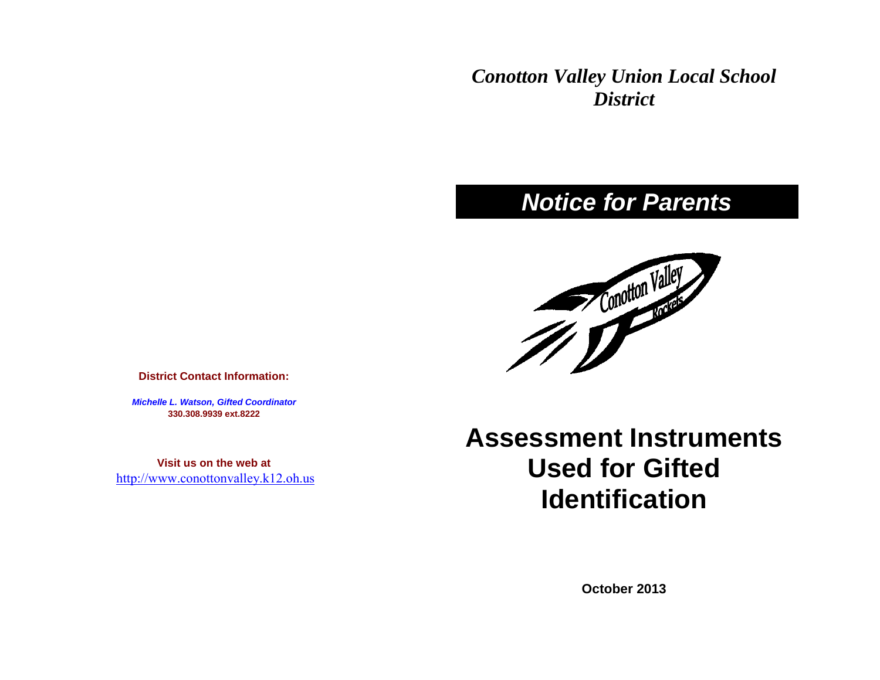**District Contact Information:**

***Michelle L. Watson, Gifted Coordinator***
**330.308.9939 ext.8222**

**Visit us on the web at**
http://www.conottonvalley.k12.oh.us

***Conotton Valley Union Local School District***

## *Notice for Parents*

# Assessment Instruments Used for Gifted Identification

**October 2013**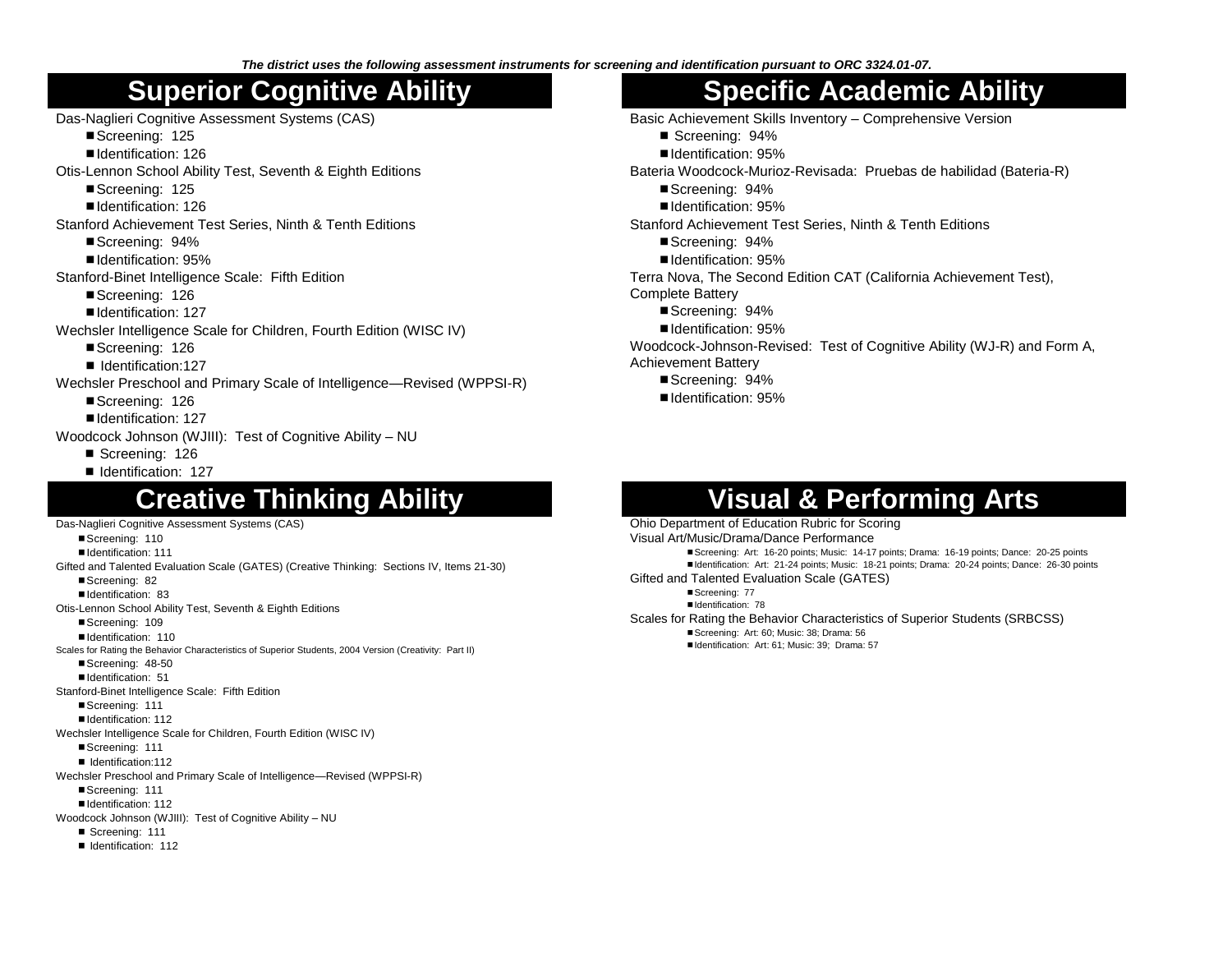***The district uses the following assessment instruments for screening and identification pursuant to ORC 3324.01-07.***

# Superior Cognitive Ability

Das-Naglieri Cognitive Assessment Systems (CAS)
- Screening: 125
- Identification: 126

Otis-Lennon School Ability Test, Seventh & Eighth Editions
- Screening: 125
- Identification: 126

Stanford Achievement Test Series, Ninth & Tenth Editions
- Screening: 94%
- Identification: 95%

Stanford-Binet Intelligence Scale: Fifth Edition
- Screening: 126
- Identification: 127

Wechsler Intelligence Scale for Children, Fourth Edition (WISC IV)
- Screening: 126
- Identification:127

Wechsler Preschool and Primary Scale of Intelligence—Revised (WPPSI-R)
- Screening: 126
- Identification: 127

Woodcock Johnson (WJIII): Test of Cognitive Ability – NU
- Screening: 126
- Identification: 127

# Creative Thinking Ability

Das-Naglieri Cognitive Assessment Systems (CAS)
- Screening: 110
- Identification: 111

Gifted and Talented Evaluation Scale (GATES) (Creative Thinking: Sections IV, Items 21-30)
- Screening: 82
- Identification: 83

Otis-Lennon School Ability Test, Seventh & Eighth Editions
- Screening: 109
- Identification: 110

Scales for Rating the Behavior Characteristics of Superior Students, 2004 Version (Creativity: Part II)
- Screening: 48-50
- Identification: 51

Stanford-Binet Intelligence Scale: Fifth Edition
- Screening: 111
- Identification: 112

Wechsler Intelligence Scale for Children, Fourth Edition (WISC IV)
- Screening: 111
- Identification:112

Wechsler Preschool and Primary Scale of Intelligence—Revised (WPPSI-R)
- Screening: 111
- Identification: 112

Woodcock Johnson (WJIII): Test of Cognitive Ability – NU
- Screening: 111
- Identification: 112

# Specific Academic Ability

Basic Achievement Skills Inventory – Comprehensive Version
- Screening: 94%
- Identification: 95%

Bateria Woodcock-Murioz-Revisada: Pruebas de habilidad (Bateria-R)
- Screening: 94%
- Identification: 95%

Stanford Achievement Test Series, Ninth & Tenth Editions
- Screening: 94%
- Identification: 95%

Terra Nova, The Second Edition CAT (California Achievement Test), Complete Battery
- Screening: 94%
- Identification: 95%

Woodcock-Johnson-Revised: Test of Cognitive Ability (WJ-R) and Form A, Achievement Battery
- Screening: 94%
- Identification: 95%

# Visual & Performing Arts

Ohio Department of Education Rubric for Scoring Visual Art/Music/Drama/Dance Performance
- Screening: Art: 16-20 points; Music: 14-17 points; Drama: 16-19 points; Dance: 20-25 points
- Identification: Art: 21-24 points; Music: 18-21 points; Drama: 20-24 points; Dance: 26-30 points

Gifted and Talented Evaluation Scale (GATES)
- Screening: 77
- Identification: 78

Scales for Rating the Behavior Characteristics of Superior Students (SRBCSS)
- Screening: Art: 60; Music: 38; Drama: 56
- Identification: Art: 61; Music: 39; Drama: 57